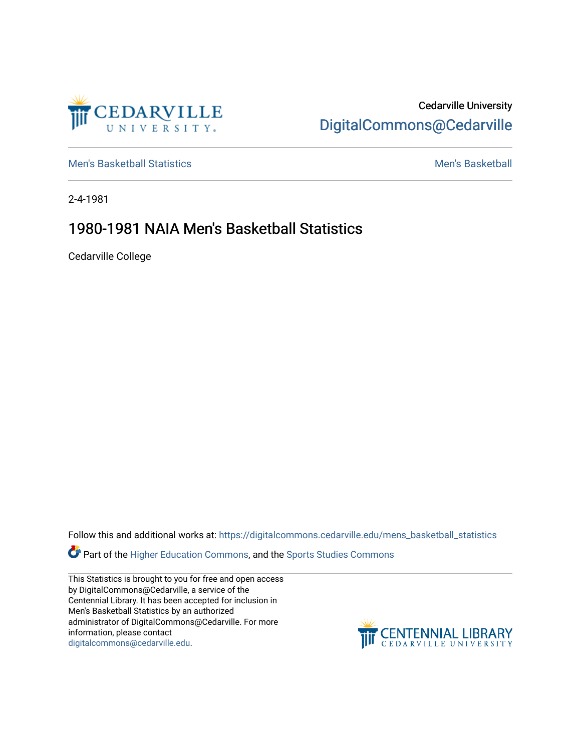Cedarville University

DigitalCommons@Cedarville

Men's Basketball Statistics

Men's Basketball

2-4-1981

# 1980-1981 NAIA Men's Basketball Statistics

Cedarville College

Follow this and additional works at: https://digitalcommons.cedarville.edu/mens_basketball_statistics

Part of the Higher Education Commons, and the Sports Studies Commons

This Statistics is brought to you for free and open access by DigitalCommons@Cedarville, a service of the Centennial Library. It has been accepted for inclusion in Men's Basketball Statistics by an authorized administrator of DigitalCommons@Cedarville. For more information, please contact digitalcommons@cedarville.edu.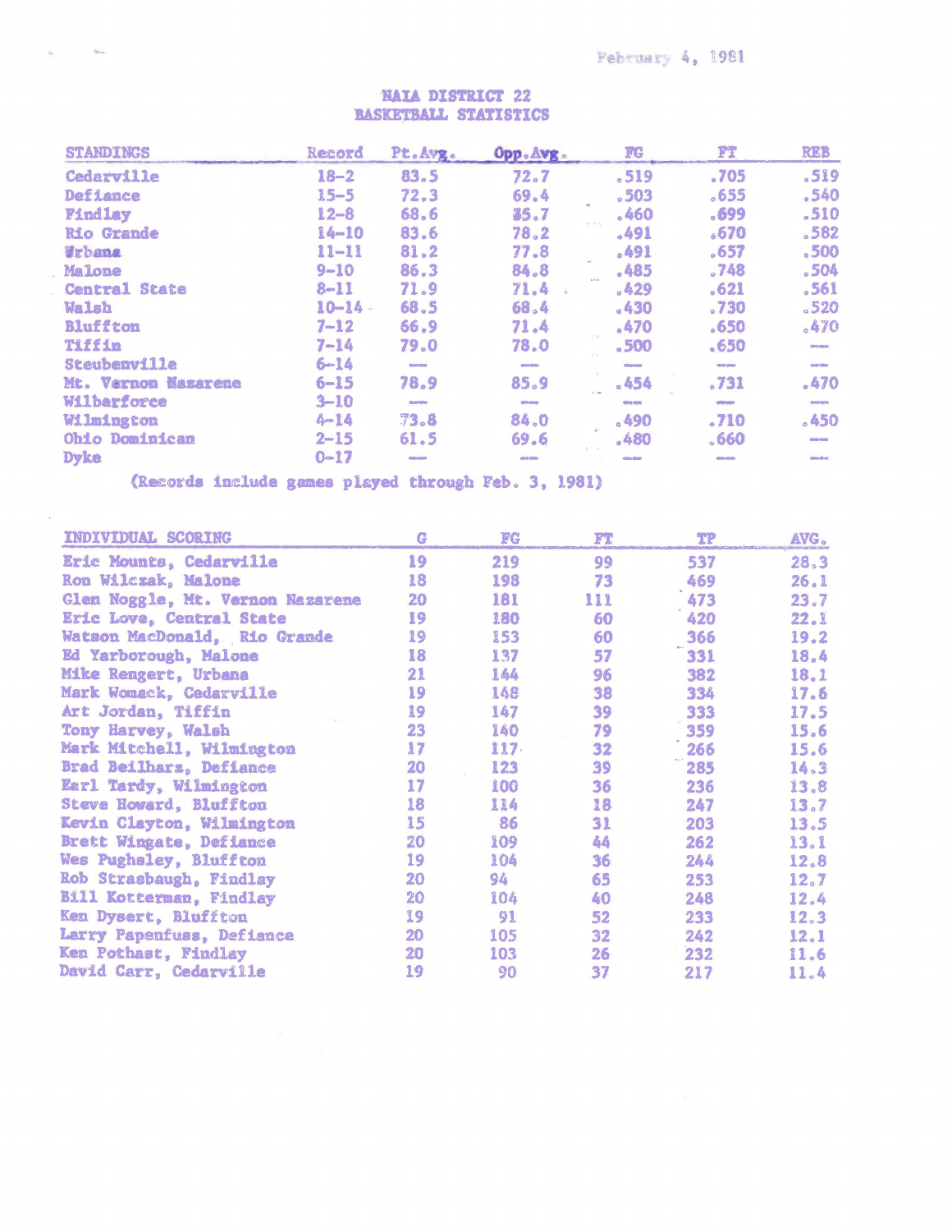February 4, 1981

# NAIA DISTRICT 22
# BASKETBALL STATISTICS

| STANDINGS | Record | Pt.Avg. | Opp.Avg. | FG | FT | REB |
|---|---|---|---|---|---|---|
| Cedarville | 18-2 | 83.5 | 72.7 | .519 | .705 | .519 |
| Defiance | 15-5 | 72.3 | 69.4 | .503 | .655 | .540 |
| Findlay | 12-8 | 68.6 | 35.7 | .460 | .699 | .510 |
| Rio Grande | 14-10 | 83.6 | 78.2 | .491 | .670 | .582 |
| Urbana | 11-11 | 81.2 | 77.8 | .491 | .657 | .500 |
| Malone | 9-10 | 86.3 | 84.8 | .485 | .748 | .504 |
| Central State | 8-11 | 71.9 | 71.4 | .429 | .621 | .561 |
| Walsh | 10-14 | 68.5 | 68.4 | .430 | .730 | .520 |
| Bluffton | 7-12 | 66.9 | 71.4 | .470 | .650 | .470 |
| Tiffin | 7-14 | 79.0 | 78.0 | .500 | .650 | --- |
| Steubenville | 6-14 | --- | --- | --- | --- | --- |
| Mt. Vernon Nazarene | 6-15 | 78.9 | 85.9 | .454 | .731 | .470 |
| Wilberforce | 3-10 | --- | --- | --- | --- | --- |
| Wilmington | 4-14 | 73.8 | 84.0 | .490 | .710 | .450 |
| Ohio Dominican | 2-15 | 61.5 | 69.6 | .480 | .660 | --- |
| Dyke | 0-17 | --- | --- | --- | --- | --- |

(Records include games played through Feb. 3, 1981)

| INDIVIDUAL SCORING | G | FG | FT | TP | AVG. |
|---|---|---|---|---|---|
| Eric Mounts, Cedarville | 19 | 219 | 99 | 537 | 28.3 |
| Ron Wilczak, Malone | 18 | 198 | 73 | 469 | 26.1 |
| Glen Noggle, Mt. Vernon Nazarene | 20 | 181 | 111 | 473 | 23.7 |
| Eric Love, Central State | 19 | 180 | 60 | 420 | 22.1 |
| Watson MacDonald, Rio Grande | 19 | 153 | 60 | 366 | 19.2 |
| Ed Yarborough, Malone | 18 | 137 | 57 | 331 | 18.4 |
| Mike Rengert, Urbana | 21 | 144 | 96 | 382 | 18.1 |
| Mark Womack, Cedarville | 19 | 148 | 38 | 334 | 17.6 |
| Art Jordan, Tiffin | 19 | 147 | 39 | 333 | 17.5 |
| Tony Harvey, Walsh | 23 | 140 | 79 | 359 | 15.6 |
| Mark Mitchell, Wilmington | 17 | 117 | 32 | 266 | 15.6 |
| Brad Beilharz, Defiance | 20 | 123 | 39 | 285 | 14.3 |
| Earl Tardy, Wilmington | 17 | 100 | 36 | 236 | 13.8 |
| Steve Howard, Bluffton | 18 | 114 | 18 | 247 | 13.7 |
| Kevin Clayton, Wilmington | 15 | 86 | 31 | 203 | 13.5 |
| Brett Wingate, Defiance | 20 | 109 | 44 | 262 | 13.1 |
| Wes Pughsley, Bluffton | 19 | 104 | 36 | 244 | 12.8 |
| Rob Strasbaugh, Findlay | 20 | 94 | 65 | 253 | 12.7 |
| Bill Kotterman, Findlay | 20 | 104 | 40 | 248 | 12.4 |
| Ken Dysert, Bluffton | 19 | 91 | 52 | 233 | 12.3 |
| Larry Papenfuss, Defiance | 20 | 105 | 32 | 242 | 12.1 |
| Ken Pothast, Findlay | 20 | 103 | 26 | 232 | 11.6 |
| David Carr, Cedarville | 19 | 90 | 37 | 217 | 11.4 |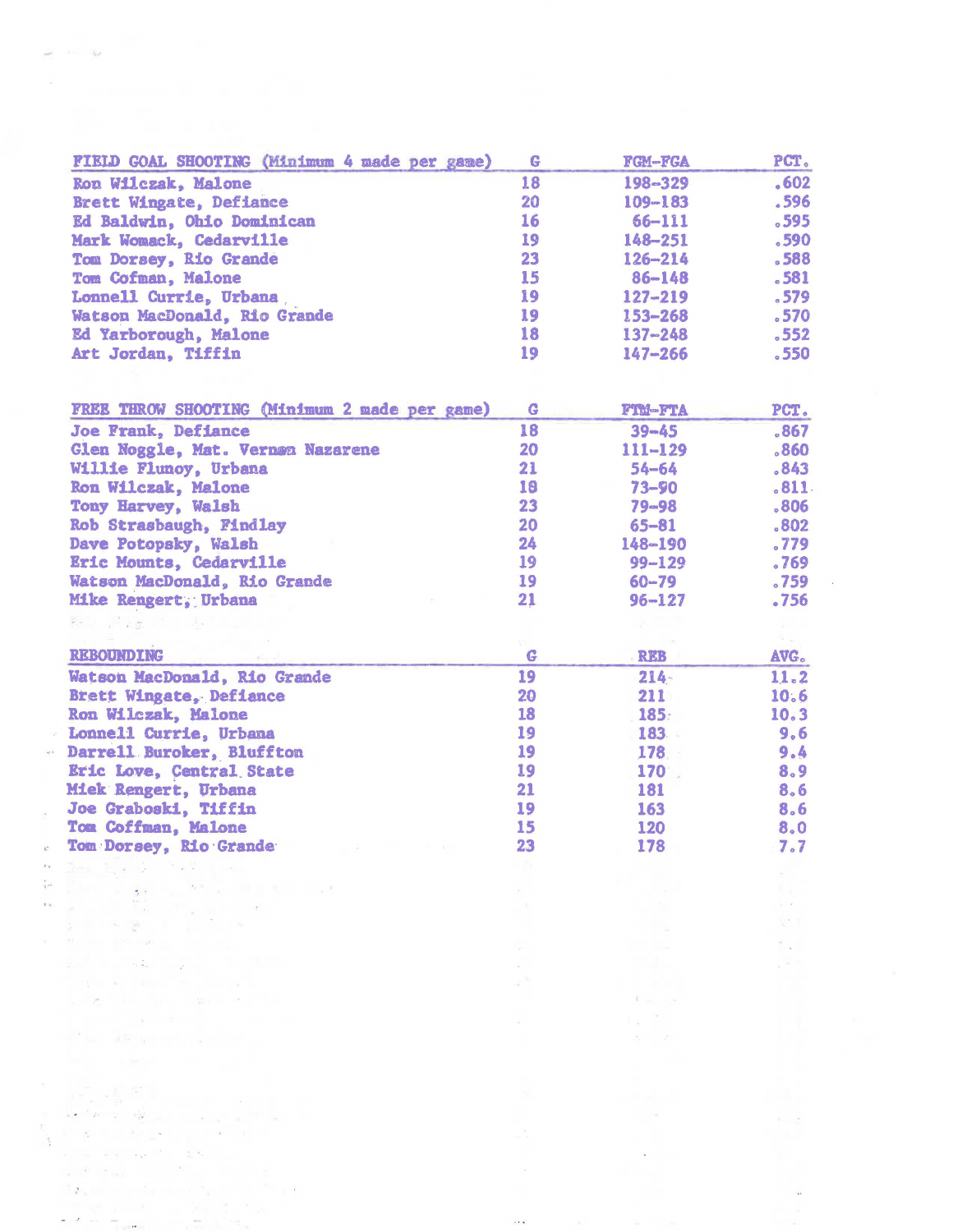| FIELD GOAL SHOOTING (Minimum 4 made per game) | G | FGM-FGA | PCT. |
|---|---|---|---|
| Ron Wilczak, Malone | 18 | 198-329 | .602 |
| Brett Wingate, Defiance | 20 | 109-183 | .596 |
| Ed Baldwin, Ohio Dominican | 16 | 66-111 | .595 |
| Mark Womack, Cedarville | 19 | 148-251 | .590 |
| Tom Dorsey, Rio Grande | 23 | 126-214 | .588 |
| Tom Cofman, Malone | 15 | 86-148 | .581 |
| Lonnell Currie, Urbana | 19 | 127-219 | .579 |
| Watson MacDonald, Rio Grande | 19 | 153-268 | .570 |
| Ed Yarborough, Malone | 18 | 137-248 | .552 |
| Art Jordan, Tiffin | 19 | 147-266 | .550 |

| FREE THROW SHOOTING (Minimum 2 made per game) | G | FTM-FTA | PCT. |
|---|---|---|---|
| Joe Frank, Defiance | 18 | 39-45 | .867 |
| Glen Noggle, Mat. Vernon Nazarene | 20 | 111-129 | .860 |
| Willie Flunoy, Urbana | 21 | 54-64 | .843 |
| Ron Wilczak, Malone | 18 | 73-90 | .811 |
| Tony Harvey, Walsh | 23 | 79-98 | .806 |
| Rob Strasbaugh, Findlay | 20 | 65-81 | .802 |
| Dave Potopsky, Walsh | 24 | 148-190 | .779 |
| Eric Mounts, Cedarville | 19 | 99-129 | .769 |
| Watson MacDonald, Rio Grande | 19 | 60-79 | .759 |
| Mike Rengert, Urbana | 21 | 96-127 | .756 |

| REBOUNDING | G | REB | AVG. |
|---|---|---|---|
| Watson MacDonald, Rio Grande | 19 | 214 | 11.2 |
| Brett Wingate, Defiance | 20 | 211 | 10.6 |
| Ron Wilczak, Malone | 18 | 185 | 10.3 |
| Lonnell Currie, Urbana | 19 | 183 | 9.6 |
| Darrell Buroker, Bluffton | 19 | 178 | 9.4 |
| Eric Love, Central State | 19 | 170 | 8.9 |
| Miek Rengert, Urbana | 21 | 181 | 8.6 |
| Joe Graboski, Tiffin | 19 | 163 | 8.6 |
| Tom Coffman, Malone | 15 | 120 | 8.0 |
| Tom Dorsey, Rio Grande | 23 | 178 | 7.7 |